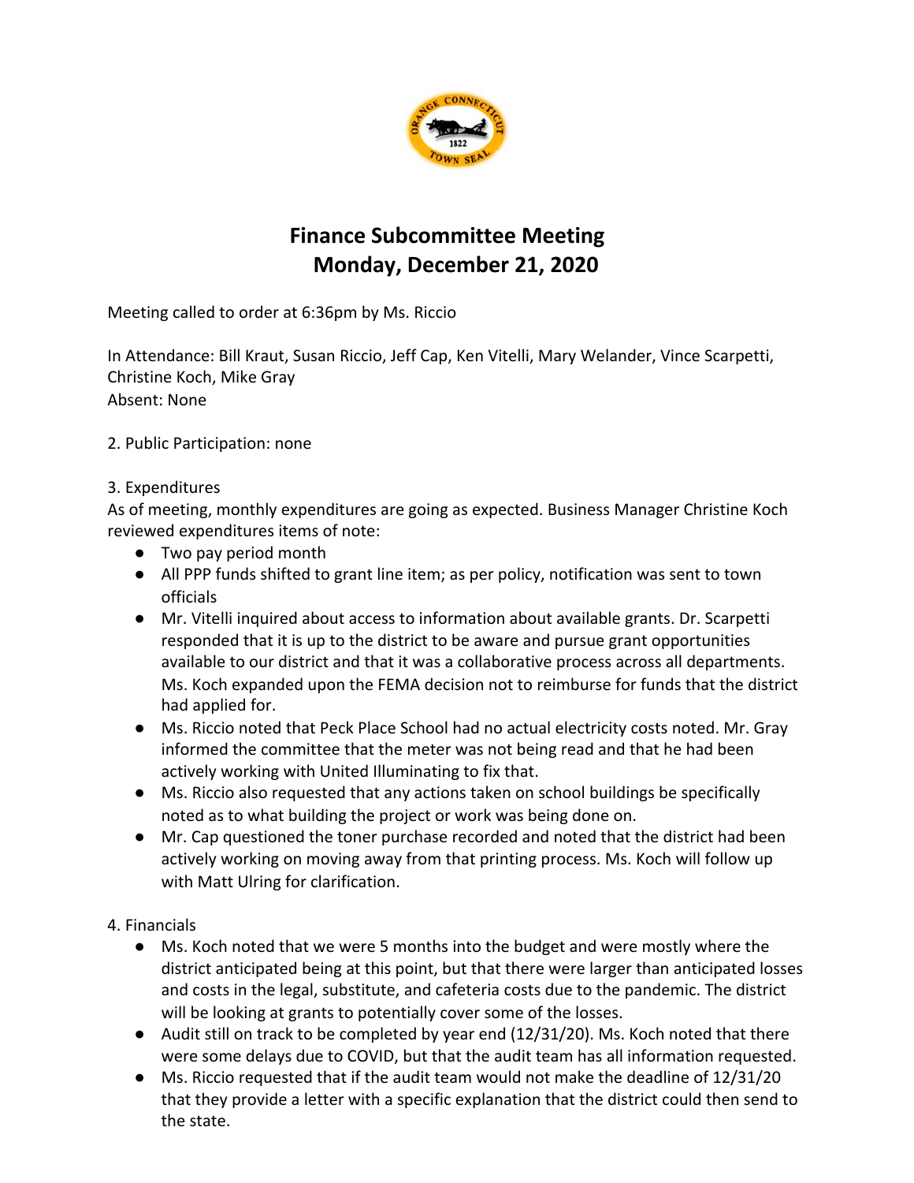# Finance Subcommittee Meeting
## Monday, December 21, 2020

Meeting called to order at 6:36pm by Ms. Riccio

In Attendance: Bill Kraut, Susan Riccio, Jeff Cap, Ken Vitelli, Mary Welander, Vince Scarpetti, Christine Koch, Mike Gray
Absent: None

2. Public Participation: none

3. Expenditures
As of meeting, monthly expenditures are going as expected. Business Manager Christine Koch reviewed expenditures items of note:

- Two pay period month
- All PPP funds shifted to grant line item; as per policy, notification was sent to town officials
- Mr. Vitelli inquired about access to information about available grants. Dr. Scarpetti responded that it is up to the district to be aware and pursue grant opportunities available to our district and that it was a collaborative process across all departments. Ms. Koch expanded upon the FEMA decision not to reimburse for funds that the district had applied for.
- Ms. Riccio noted that Peck Place School had no actual electricity costs noted. Mr. Gray informed the committee that the meter was not being read and that he had been actively working with United Illuminating to fix that.
- Ms. Riccio also requested that any actions taken on school buildings be specifically noted as to what building the project or work was being done on.
- Mr. Cap questioned the toner purchase recorded and noted that the district had been actively working on moving away from that printing process. Ms. Koch will follow up with Matt Ulring for clarification.

4. Financials

- Ms. Koch noted that we were 5 months into the budget and were mostly where the district anticipated being at this point, but that there were larger than anticipated losses and costs in the legal, substitute, and cafeteria costs due to the pandemic. The district will be looking at grants to potentially cover some of the losses.
- Audit still on track to be completed by year end (12/31/20). Ms. Koch noted that there were some delays due to COVID, but that the audit team has all information requested.
- Ms. Riccio requested that if the audit team would not make the deadline of 12/31/20 that they provide a letter with a specific explanation that the district could then send to the state.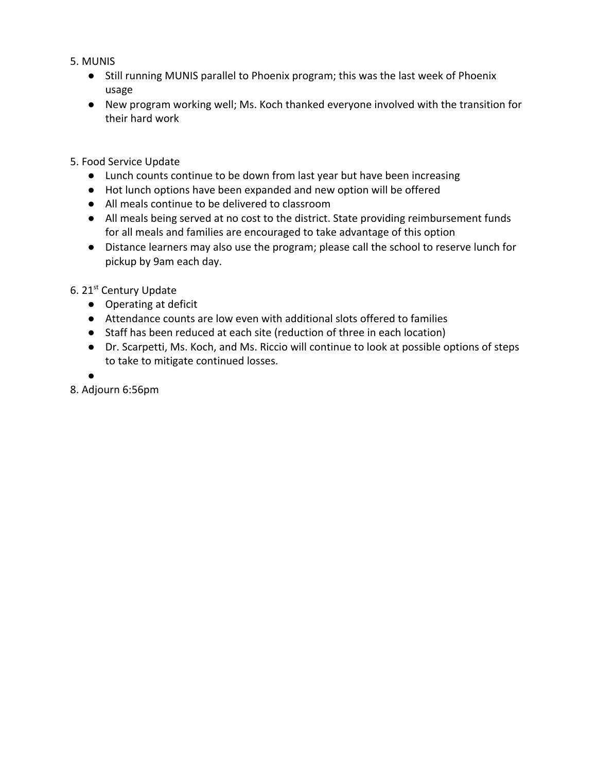5. MUNIS
   - Still running MUNIS parallel to Phoenix program; this was the last week of Phoenix usage
   - New program working well; Ms. Koch thanked everyone involved with the transition for their hard work

5. Food Service Update
   - Lunch counts continue to be down from last year but have been increasing
   - Hot lunch options have been expanded and new option will be offered
   - All meals continue to be delivered to classroom
   - All meals being served at no cost to the district. State providing reimbursement funds for all meals and families are encouraged to take advantage of this option
   - Distance learners may also use the program; please call the school to reserve lunch for pickup by 9am each day.

6. 21st Century Update
   - Operating at deficit
   - Attendance counts are low even with additional slots offered to families
   - Staff has been reduced at each site (reduction of three in each location)
   - Dr. Scarpetti, Ms. Koch, and Ms. Riccio will continue to look at possible options of steps to take to mitigate continued losses.
   - 

8. Adjourn 6:56pm